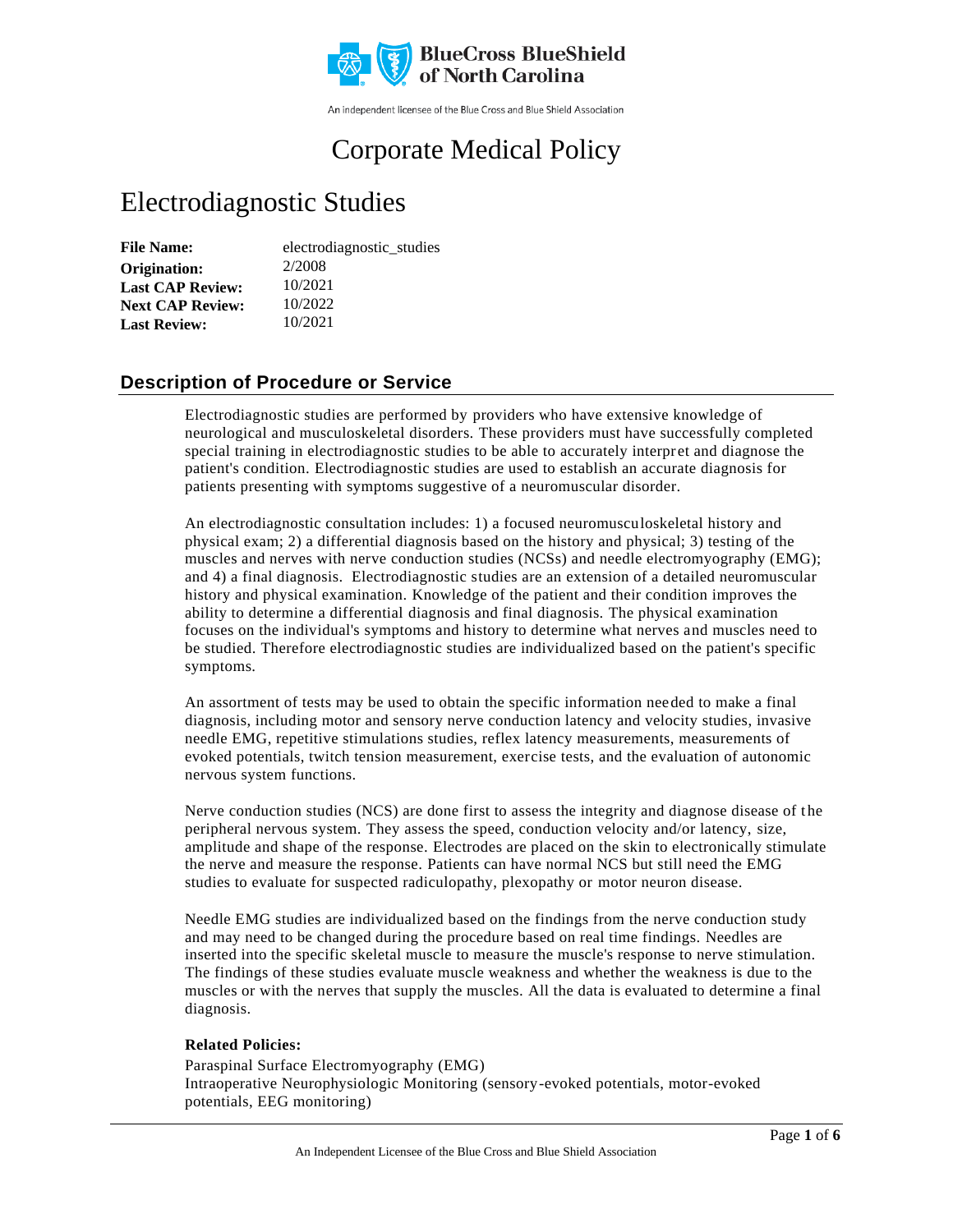BlueCross BlueShield of North Carolina

An independent licensee of the Blue Cross and Blue Shield Association

# Corporate Medical Policy

# Electrodiagnostic Studies

| | |
|---|---|
| **File Name:** | electrodiagnostic_studies |
| **Origination:** | 2/2008 |
| **Last CAP Review:** | 10/2021 |
| **Next CAP Review:** | 10/2022 |
| **Last Review:** | 10/2021 |

## Description of Procedure or Service

Electrodiagnostic studies are performed by providers who have extensive knowledge of neurological and musculoskeletal disorders. These providers must have successfully completed special training in electrodiagnostic studies to be able to accurately interpret and diagnose the patient's condition. Electrodiagnostic studies are used to establish an accurate diagnosis for patients presenting with symptoms suggestive of a neuromuscular disorder.

An electrodiagnostic consultation includes: 1) a focused neuromusculoskeletal history and physical exam; 2) a differential diagnosis based on the history and physical; 3) testing of the muscles and nerves with nerve conduction studies (NCSs) and needle electromyography (EMG); and 4) a final diagnosis. Electrodiagnostic studies are an extension of a detailed neuromuscular history and physical examination. Knowledge of the patient and their condition improves the ability to determine a differential diagnosis and final diagnosis. The physical examination focuses on the individual's symptoms and history to determine what nerves and muscles need to be studied. Therefore electrodiagnostic studies are individualized based on the patient's specific symptoms.

An assortment of tests may be used to obtain the specific information needed to make a final diagnosis, including motor and sensory nerve conduction latency and velocity studies, invasive needle EMG, repetitive stimulations studies, reflex latency measurements, measurements of evoked potentials, twitch tension measurement, exercise tests, and the evaluation of autonomic nervous system functions.

Nerve conduction studies (NCS) are done first to assess the integrity and diagnose disease of the peripheral nervous system. They assess the speed, conduction velocity and/or latency, size, amplitude and shape of the response. Electrodes are placed on the skin to electronically stimulate the nerve and measure the response. Patients can have normal NCS but still need the EMG studies to evaluate for suspected radiculopathy, plexopathy or motor neuron disease.

Needle EMG studies are individualized based on the findings from the nerve conduction study and may need to be changed during the procedure based on real time findings. Needles are inserted into the specific skeletal muscle to measure the muscle's response to nerve stimulation. The findings of these studies evaluate muscle weakness and whether the weakness is due to the muscles or with the nerves that supply the muscles. All the data is evaluated to determine a final diagnosis.

**Related Policies:**

Paraspinal Surface Electromyography (EMG)
Intraoperative Neurophysiologic Monitoring (sensory-evoked potentials, motor-evoked potentials, EEG monitoring)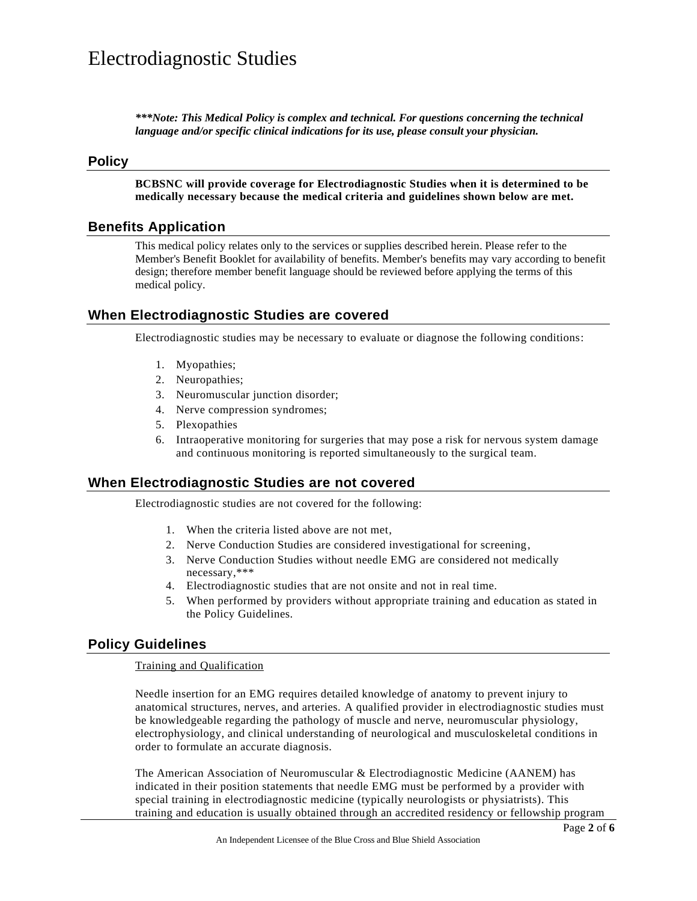# Electrodiagnostic Studies

***\*\*\*Note: This Medical Policy is complex and technical. For questions concerning the technical language and/or specific clinical indications for its use, please consult your physician.***

## Policy

**BCBSNC will provide coverage for Electrodiagnostic Studies when it is determined to be medically necessary because the medical criteria and guidelines shown below are met.**

## Benefits Application

This medical policy relates only to the services or supplies described herein. Please refer to the Member's Benefit Booklet for availability of benefits. Member's benefits may vary according to benefit design; therefore member benefit language should be reviewed before applying the terms of this medical policy.

## When Electrodiagnostic Studies are covered

Electrodiagnostic studies may be necessary to evaluate or diagnose the following conditions:

1. Myopathies;
2. Neuropathies;
3. Neuromuscular junction disorder;
4. Nerve compression syndromes;
5. Plexopathies
6. Intraoperative monitoring for surgeries that may pose a risk for nervous system damage and continuous monitoring is reported simultaneously to the surgical team.

## When Electrodiagnostic Studies are not covered

Electrodiagnostic studies are not covered for the following:

1. When the criteria listed above are not met,
2. Nerve Conduction Studies are considered investigational for screening,
3. Nerve Conduction Studies without needle EMG are considered not medically necessary,***
4. Electrodiagnostic studies that are not onsite and not in real time.
5. When performed by providers without appropriate training and education as stated in the Policy Guidelines.

## Policy Guidelines

Training and Qualification

Needle insertion for an EMG requires detailed knowledge of anatomy to prevent injury to anatomical structures, nerves, and arteries. A qualified provider in electrodiagnostic studies must be knowledgeable regarding the pathology of muscle and nerve, neuromuscular physiology, electrophysiology, and clinical understanding of neurological and musculoskeletal conditions in order to formulate an accurate diagnosis.

The American Association of Neuromuscular & Electrodiagnostic Medicine (AANEM) has indicated in their position statements that needle EMG must be performed by a provider with special training in electrodiagnostic medicine (typically neurologists or physiatrists). This training and education is usually obtained through an accredited residency or fellowship program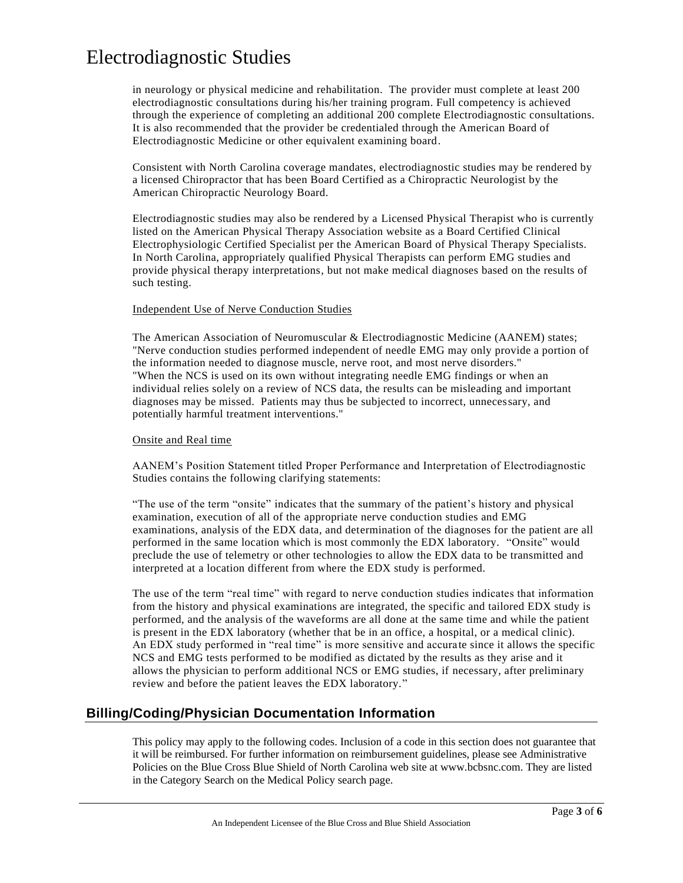in neurology or physical medicine and rehabilitation. The provider must complete at least 200 electrodiagnostic consultations during his/her training program. Full competency is achieved through the experience of completing an additional 200 complete Electrodiagnostic consultations. It is also recommended that the provider be credentialed through the American Board of Electrodiagnostic Medicine or other equivalent examining board.

Consistent with North Carolina coverage mandates, electrodiagnostic studies may be rendered by a licensed Chiropractor that has been Board Certified as a Chiropractic Neurologist by the American Chiropractic Neurology Board.

Electrodiagnostic studies may also be rendered by a Licensed Physical Therapist who is currently listed on the American Physical Therapy Association website as a Board Certified Clinical Electrophysiologic Certified Specialist per the American Board of Physical Therapy Specialists. In North Carolina, appropriately qualified Physical Therapists can perform EMG studies and provide physical therapy interpretations, but not make medical diagnoses based on the results of such testing.

Independent Use of Nerve Conduction Studies

The American Association of Neuromuscular & Electrodiagnostic Medicine (AANEM) states; "Nerve conduction studies performed independent of needle EMG may only provide a portion of the information needed to diagnose muscle, nerve root, and most nerve disorders." "When the NCS is used on its own without integrating needle EMG findings or when an individual relies solely on a review of NCS data, the results can be misleading and important diagnoses may be missed. Patients may thus be subjected to incorrect, unnecessary, and potentially harmful treatment interventions."

Onsite and Real time

AANEM's Position Statement titled Proper Performance and Interpretation of Electrodiagnostic Studies contains the following clarifying statements:

"The use of the term "onsite" indicates that the summary of the patient's history and physical examination, execution of all of the appropriate nerve conduction studies and EMG examinations, analysis of the EDX data, and determination of the diagnoses for the patient are all performed in the same location which is most commonly the EDX laboratory. "Onsite" would preclude the use of telemetry or other technologies to allow the EDX data to be transmitted and interpreted at a location different from where the EDX study is performed.

The use of the term "real time" with regard to nerve conduction studies indicates that information from the history and physical examinations are integrated, the specific and tailored EDX study is performed, and the analysis of the waveforms are all done at the same time and while the patient is present in the EDX laboratory (whether that be in an office, a hospital, or a medical clinic). An EDX study performed in "real time" is more sensitive and accurate since it allows the specific NCS and EMG tests performed to be modified as dictated by the results as they arise and it allows the physician to perform additional NCS or EMG studies, if necessary, after preliminary review and before the patient leaves the EDX laboratory."

## Billing/Coding/Physician Documentation Information

This policy may apply to the following codes. Inclusion of a code in this section does not guarantee that it will be reimbursed. For further information on reimbursement guidelines, please see Administrative Policies on the Blue Cross Blue Shield of North Carolina web site at www.bcbsnc.com. They are listed in the Category Search on the Medical Policy search page.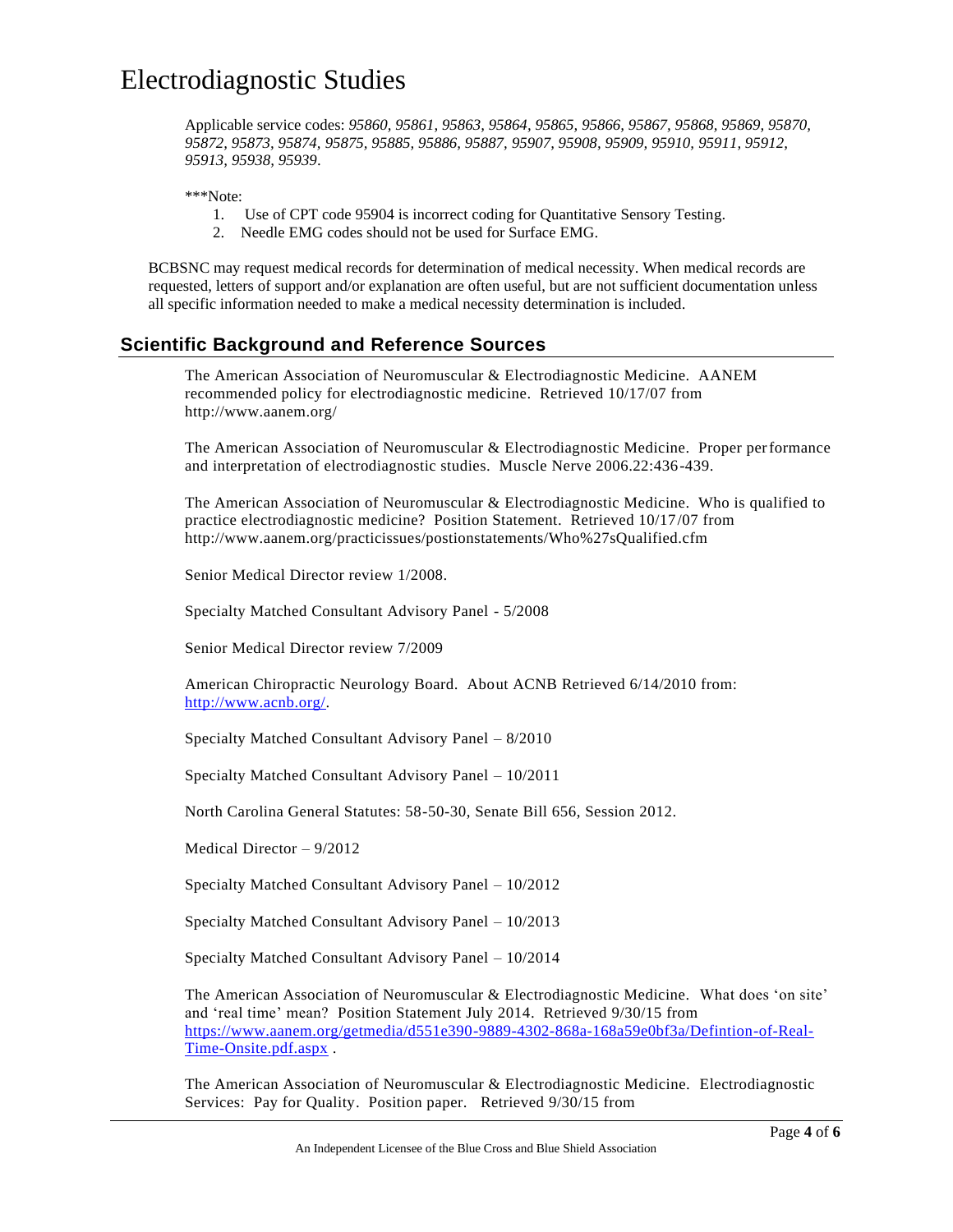# Electrodiagnostic Studies

Applicable service codes: *95860, 95861, 95863, 95864, 95865, 95866, 95867, 95868, 95869, 95870, 95872, 95873, 95874, 95875, 95885, 95886, 95887, 95907, 95908, 95909, 95910, 95911, 95912, 95913, 95938, 95939*.

***Note:

1. Use of CPT code 95904 is incorrect coding for Quantitative Sensory Testing.
2. Needle EMG codes should not be used for Surface EMG.

BCBSNC may request medical records for determination of medical necessity. When medical records are requested, letters of support and/or explanation are often useful, but are not sufficient documentation unless all specific information needed to make a medical necessity determination is included.

## Scientific Background and Reference Sources

The American Association of Neuromuscular & Electrodiagnostic Medicine. AANEM recommended policy for electrodiagnostic medicine. Retrieved 10/17/07 from http://www.aanem.org/

The American Association of Neuromuscular & Electrodiagnostic Medicine. Proper performance and interpretation of electrodiagnostic studies. Muscle Nerve 2006.22:436-439.

The American Association of Neuromuscular & Electrodiagnostic Medicine. Who is qualified to practice electrodiagnostic medicine? Position Statement. Retrieved 10/17/07 from http://www.aanem.org/practicissues/postionstatements/Who%27sQualified.cfm

Senior Medical Director review 1/2008.

Specialty Matched Consultant Advisory Panel - 5/2008

Senior Medical Director review 7/2009

American Chiropractic Neurology Board. About ACNB Retrieved 6/14/2010 from: http://www.acnb.org/.

Specialty Matched Consultant Advisory Panel – 8/2010

Specialty Matched Consultant Advisory Panel – 10/2011

North Carolina General Statutes: 58-50-30, Senate Bill 656, Session 2012.

Medical Director – 9/2012

Specialty Matched Consultant Advisory Panel – 10/2012

Specialty Matched Consultant Advisory Panel – 10/2013

Specialty Matched Consultant Advisory Panel – 10/2014

The American Association of Neuromuscular & Electrodiagnostic Medicine. What does 'on site' and 'real time' mean? Position Statement July 2014. Retrieved 9/30/15 from https://www.aanem.org/getmedia/d551e390-9889-4302-868a-168a59e0bf3a/Defintion-of-Real-Time-Onsite.pdf.aspx .

The American Association of Neuromuscular & Electrodiagnostic Medicine. Electrodiagnostic Services: Pay for Quality. Position paper. Retrieved 9/30/15 from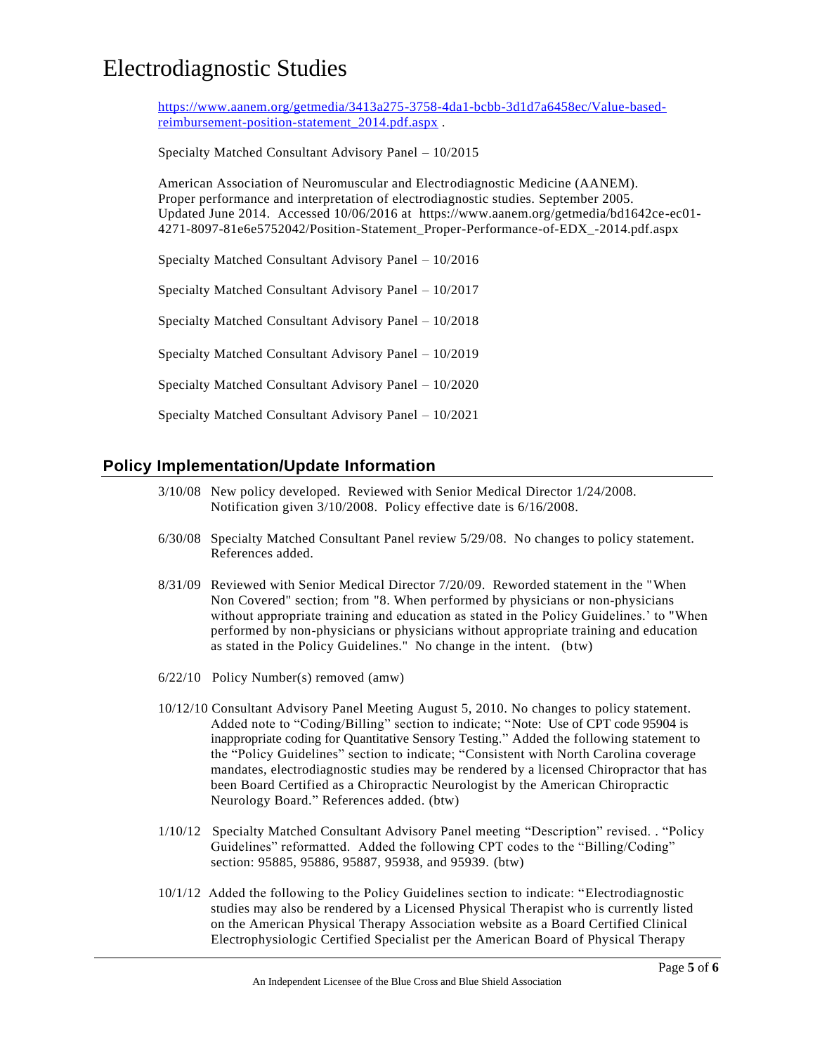# Electrodiagnostic Studies

https://www.aanem.org/getmedia/3413a275-3758-4da1-bcbb-3d1d7a6458ec/Value-based-reimbursement-position-statement_2014.pdf.aspx .

Specialty Matched Consultant Advisory Panel – 10/2015

American Association of Neuromuscular and Electrodiagnostic Medicine (AANEM). Proper performance and interpretation of electrodiagnostic studies. September 2005. Updated June 2014. Accessed 10/06/2016 at https://www.aanem.org/getmedia/bd1642ce-ec01-4271-8097-81e6e5752042/Position-Statement_Proper-Performance-of-EDX_-2014.pdf.aspx

Specialty Matched Consultant Advisory Panel – 10/2016

Specialty Matched Consultant Advisory Panel – 10/2017

Specialty Matched Consultant Advisory Panel – 10/2018

Specialty Matched Consultant Advisory Panel – 10/2019

Specialty Matched Consultant Advisory Panel – 10/2020

Specialty Matched Consultant Advisory Panel – 10/2021

## Policy Implementation/Update Information

3/10/08 New policy developed. Reviewed with Senior Medical Director 1/24/2008. Notification given 3/10/2008. Policy effective date is 6/16/2008.

6/30/08 Specialty Matched Consultant Panel review 5/29/08. No changes to policy statement. References added.

8/31/09 Reviewed with Senior Medical Director 7/20/09. Reworded statement in the "When Non Covered" section; from "8. When performed by physicians or non-physicians without appropriate training and education as stated in the Policy Guidelines.' to "When performed by non-physicians or physicians without appropriate training and education as stated in the Policy Guidelines." No change in the intent. (btw)

6/22/10 Policy Number(s) removed (amw)

10/12/10 Consultant Advisory Panel Meeting August 5, 2010. No changes to policy statement. Added note to "Coding/Billing" section to indicate; "Note: Use of CPT code 95904 is inappropriate coding for Quantitative Sensory Testing." Added the following statement to the "Policy Guidelines" section to indicate; "Consistent with North Carolina coverage mandates, electrodiagnostic studies may be rendered by a licensed Chiropractor that has been Board Certified as a Chiropractic Neurologist by the American Chiropractic Neurology Board." References added. (btw)

1/10/12 Specialty Matched Consultant Advisory Panel meeting "Description" revised. . "Policy Guidelines" reformatted. Added the following CPT codes to the "Billing/Coding" section: 95885, 95886, 95887, 95938, and 95939. (btw)

10/1/12 Added the following to the Policy Guidelines section to indicate: "Electrodiagnostic studies may also be rendered by a Licensed Physical Therapist who is currently listed on the American Physical Therapy Association website as a Board Certified Clinical Electrophysiologic Certified Specialist per the American Board of Physical Therapy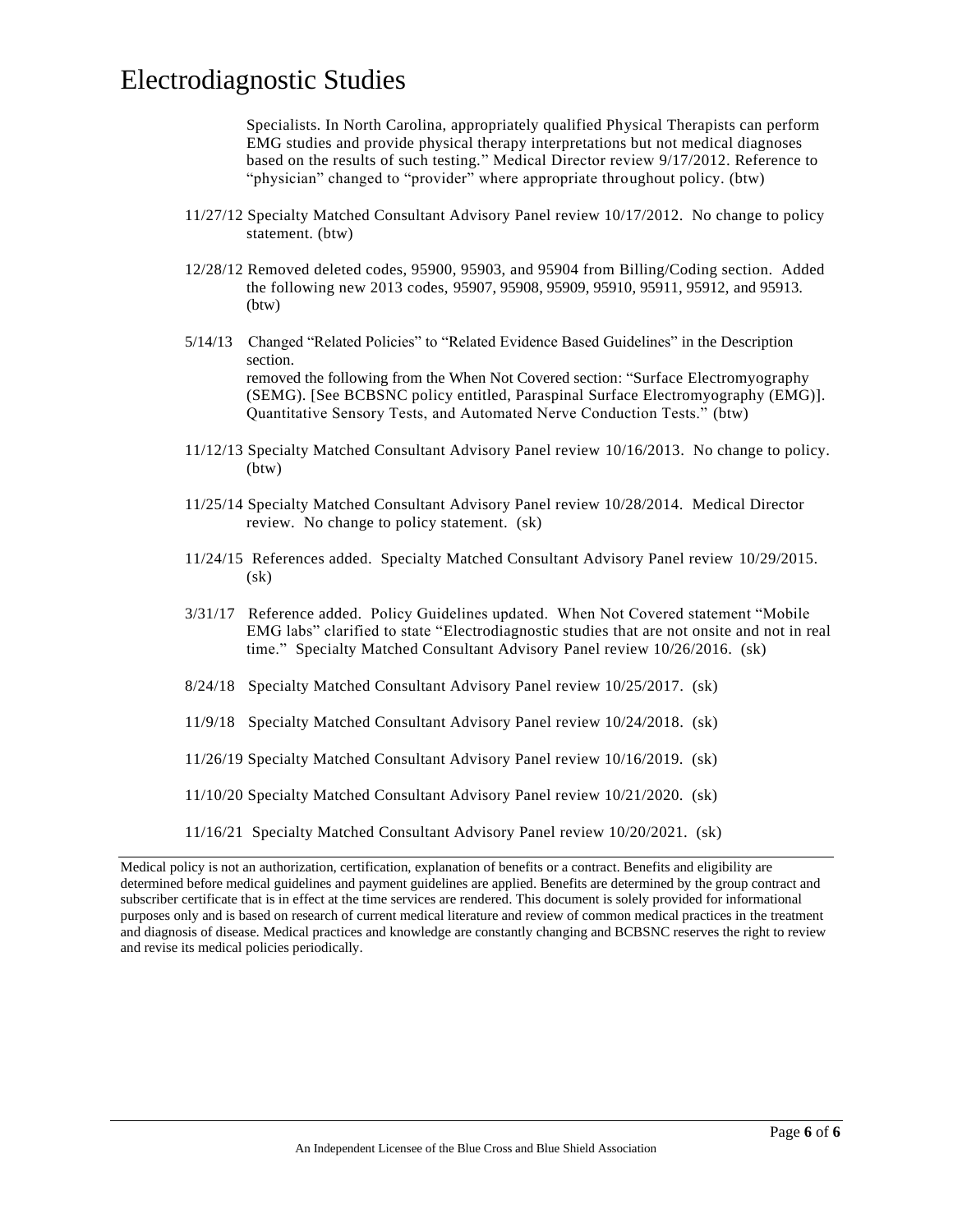Specialists. In North Carolina, appropriately qualified Physical Therapists can perform EMG studies and provide physical therapy interpretations but not medical diagnoses based on the results of such testing." Medical Director review 9/17/2012. Reference to "physician" changed to "provider" where appropriate throughout policy. (btw)

11/27/12 Specialty Matched Consultant Advisory Panel review 10/17/2012. No change to policy statement. (btw)

12/28/12 Removed deleted codes, 95900, 95903, and 95904 from Billing/Coding section. Added the following new 2013 codes, 95907, 95908, 95909, 95910, 95911, 95912, and 95913. (btw)

5/14/13 Changed "Related Policies" to "Related Evidence Based Guidelines" in the Description section.
removed the following from the When Not Covered section: "Surface Electromyography (SEMG). [See BCBSNC policy entitled, Paraspinal Surface Electromyography (EMG)]. Quantitative Sensory Tests, and Automated Nerve Conduction Tests." (btw)

11/12/13 Specialty Matched Consultant Advisory Panel review 10/16/2013. No change to policy. (btw)

11/25/14 Specialty Matched Consultant Advisory Panel review 10/28/2014. Medical Director review. No change to policy statement. (sk)

11/24/15 References added. Specialty Matched Consultant Advisory Panel review 10/29/2015. (sk)

3/31/17 Reference added. Policy Guidelines updated. When Not Covered statement "Mobile EMG labs" clarified to state "Electrodiagnostic studies that are not onsite and not in real time." Specialty Matched Consultant Advisory Panel review 10/26/2016. (sk)

8/24/18 Specialty Matched Consultant Advisory Panel review 10/25/2017. (sk)

11/9/18 Specialty Matched Consultant Advisory Panel review 10/24/2018. (sk)

11/26/19 Specialty Matched Consultant Advisory Panel review 10/16/2019. (sk)

11/10/20 Specialty Matched Consultant Advisory Panel review 10/21/2020. (sk)

11/16/21 Specialty Matched Consultant Advisory Panel review 10/20/2021. (sk)

---

Medical policy is not an authorization, certification, explanation of benefits or a contract. Benefits and eligibility are determined before medical guidelines and payment guidelines are applied. Benefits are determined by the group contract and subscriber certificate that is in effect at the time services are rendered. This document is solely provided for informational purposes only and is based on research of current medical literature and review of common medical practices in the treatment and diagnosis of disease. Medical practices and knowledge are constantly changing and BCBSNC reserves the right to review and revise its medical policies periodically.